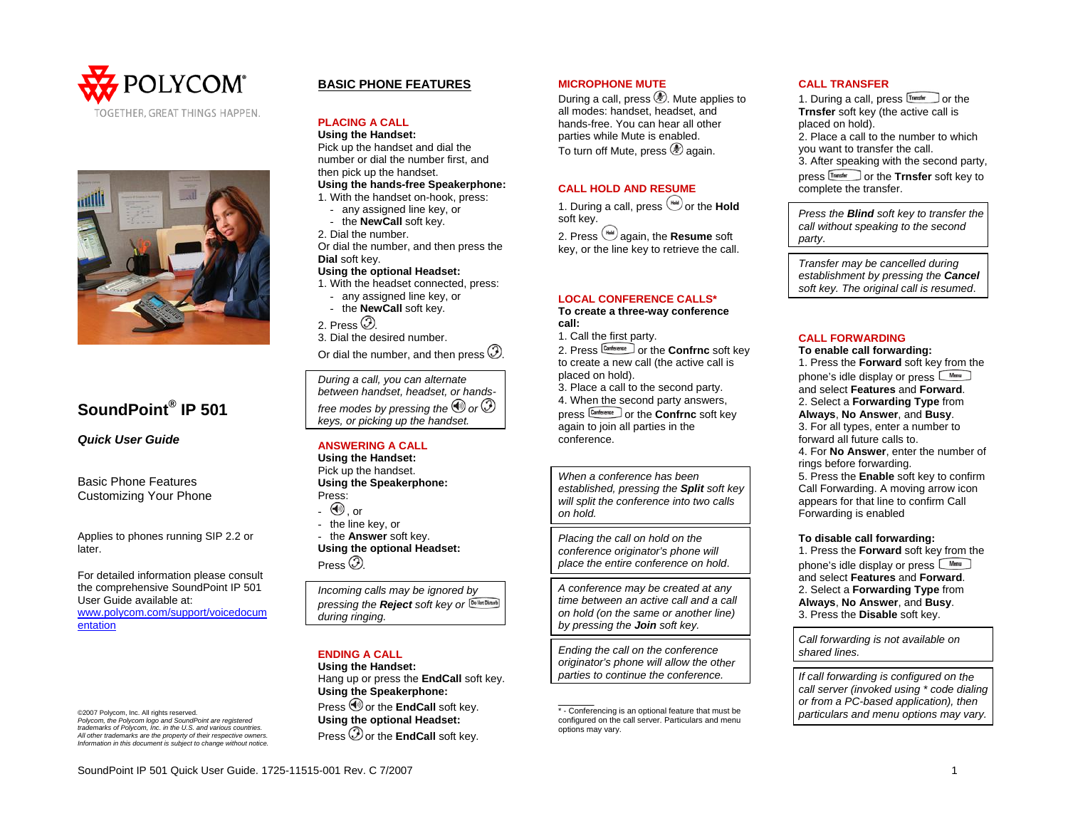POLYCOM®

TOGETHER, GREAT THINGS HAPPEN.

# SoundPoint® IP 501

***Quick User Guide***

Basic Phone Features
Customizing Your Phone

Applies to phones running SIP 2.2 or later.

For detailed information please consult the comprehensive SoundPoint IP 501 User Guide available at: www.polycom.com/support/voicedocumentation

©2007 Polycom, Inc. All rights reserved.
*Polycom, the Polycom logo and SoundPoint are registered trademarks of Polycom, Inc. in the U.S. and various countries. All other trademarks are the property of their respective owners. Information in this document is subject to change without notice.*

## BASIC PHONE FEATURES

### PLACING A CALL

**Using the Handset:**
Pick up the handset and dial the number or dial the number first, and then pick up the handset.

**Using the hands-free Speakerphone:**
1. With the handset on-hook, press:
   - any assigned line key, or
   - the **NewCall** soft key.
2. Dial the number.
Or dial the number, and then press the **Dial** soft key.

**Using the optional Headset:**
1. With the headset connected, press:
   - any assigned line key, or
   - the **NewCall** soft key.
2. Press (Headset).
3. Dial the desired number.
Or dial the number, and then press (Headset).

> *During a call, you can alternate between handset, headset, or hands-free modes by pressing the (Speaker) or (Headset) keys, or picking up the handset.*

### ANSWERING A CALL

**Using the Handset:**
Pick up the handset.

**Using the Speakerphone:**
Press:
- (Speaker), or
- the line key, or
- the **Answer** soft key.

**Using the optional Headset:**
Press (Headset).

> *Incoming calls may be ignored by pressing the **Reject** soft key or (Do Not Disturb) during ringing.*

### ENDING A CALL

**Using the Handset:**
Hang up or press the **EndCall** soft key.

**Using the Speakerphone:**
Press (Speaker) or the **EndCall** soft key.

**Using the optional Headset:**
Press (Headset) or the **EndCall** soft key.

### MICROPHONE MUTE

During a call, press (Mute). Mute applies to all modes: handset, headset, and hands-free. You can hear all other parties while Mute is enabled.

To turn off Mute, press (Mute) again.

### CALL HOLD AND RESUME

1. During a call, press (Hold) or the **Hold** soft key.
2. Press (Hold) again, the **Resume** soft key, or the line key to retrieve the call.

### LOCAL CONFERENCE CALLS*

**To create a three-way conference call:**
1. Call the first party.
2. Press (Conference) or the **Confrnc** soft key to create a new call (the active call is placed on hold).
3. Place a call to the second party.
4. When the second party answers, press (Conference) or the **Confrnc** soft key again to join all parties in the conference.

> *When a conference has been established, pressing the **Split** soft key will split the conference into two calls on hold.*

> *Placing the call on hold on the conference originator's phone will place the entire conference on hold.*

> *A conference may be created at any time between an active call and a call on hold (on the same or another line) by pressing the **Join** soft key.*

> *Ending the call on the conference originator's phone will allow the other parties to continue the conference.*

\* - Conferencing is an optional feature that must be configured on the call server. Particulars and menu options may vary.

### CALL TRANSFER

1. During a call, press (Transfer) or the **Trnsfer** soft key (the active call is placed on hold).
2. Place a call to the number to which you want to transfer the call.
3. After speaking with the second party, press (Transfer) or the **Trnsfer** soft key to complete the transfer.

> *Press the **Blind** soft key to transfer the call without speaking to the second party.*

> *Transfer may be cancelled during establishment by pressing the **Cancel** soft key. The original call is resumed.*

### CALL FORWARDING

**To enable call forwarding:**
1. Press the **Forward** soft key from the phone's idle display or press (Menu) and select **Features** and **Forward**.
2. Select a **Forwarding Type** from **Always**, **No Answer**, and **Busy**.
3. For all types, enter a number to forward all future calls to.
4. For **No Answer**, enter the number of rings before forwarding.
5. Press the **Enable** soft key to confirm Call Forwarding. A moving arrow icon appears for that line to confirm Call Forwarding is enabled

**To disable call forwarding:**
1. Press the **Forward** soft key from the phone's idle display or press (Menu) and select **Features** and **Forward**.
2. Select a **Forwarding Type** from **Always**, **No Answer**, and **Busy**.
3. Press the **Disable** soft key.

> *Call forwarding is not available on shared lines.*

> *If call forwarding is configured on the call server (invoked using * code dialing or from a PC-based application), then particulars and menu options may vary.*

SoundPoint IP 501 Quick User Guide. 1725-11515-001 Rev. C 7/2007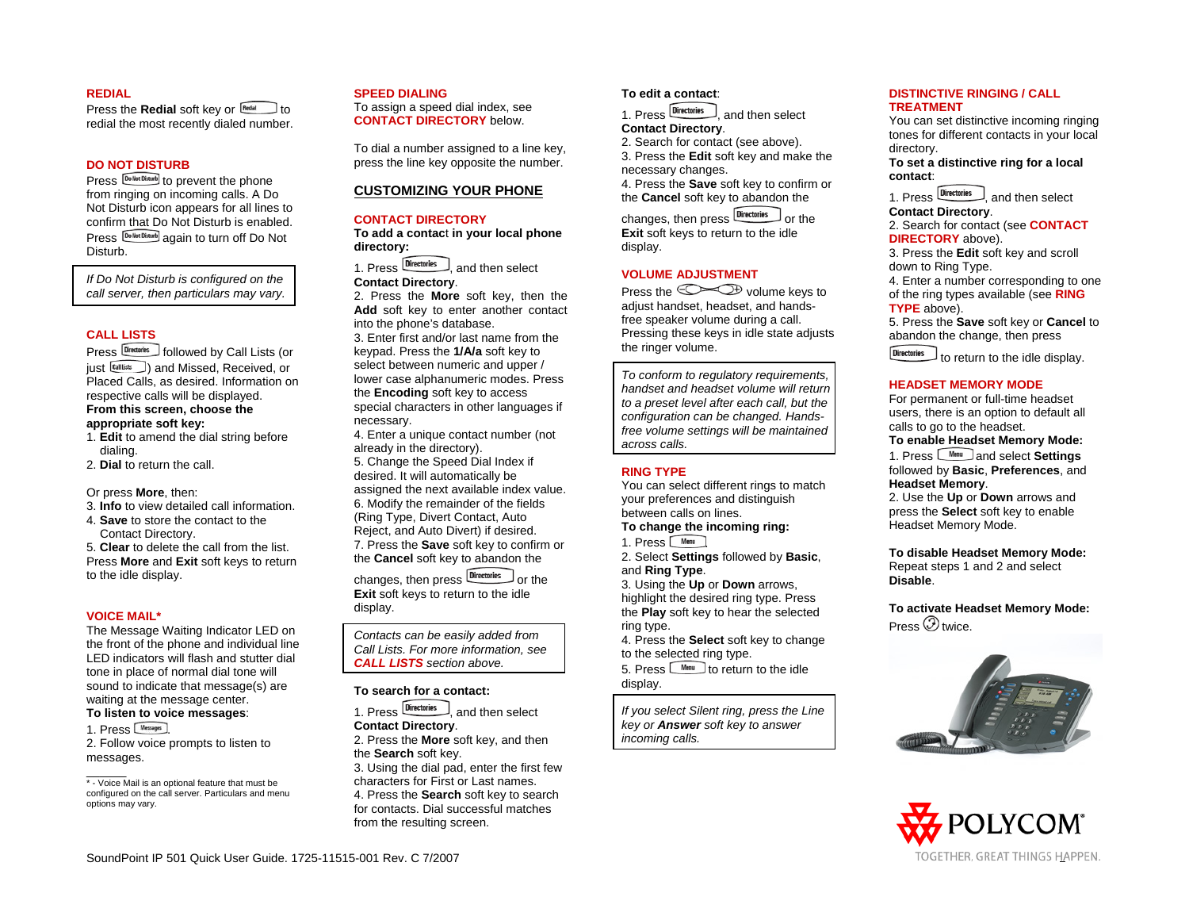## REDIAL

Press the **Redial** soft key or [Redial] to redial the most recently dialed number.

## DO NOT DISTURB

Press [Do Not Disturb] to prevent the phone from ringing on incoming calls. A Do Not Disturb icon appears for all lines to confirm that Do Not Disturb is enabled. Press [Do Not Disturb] again to turn off Do Not Disturb.

*If Do Not Disturb is configured on the call server, then particulars may vary.*

## CALL LISTS

Press [Directories] followed by Call Lists (or just [Call Lists]) and Missed, Received, or Placed Calls, as desired. Information on respective calls will be displayed.

**From this screen, choose the appropriate soft key:**

1. **Edit** to amend the dial string before dialing.
2. **Dial** to return the call.

Or press **More**, then:

3. **Info** to view detailed call information.
4. **Save** to store the contact to the Contact Directory.
5. **Clear** to delete the call from the list.

Press **More** and **Exit** soft keys to return to the idle display.

## VOICE MAIL*

The Message Waiting Indicator LED on the front of the phone and individual line LED indicators will flash and stutter dial tone will sound in place of normal dial tone to indicate that message(s) are waiting at the message center.

**To listen to voice messages**:

1. Press [Messages].
2. Follow voice prompts to listen to messages.

\* - Voice Mail is an optional feature that must be configured on the call server. Particulars and menu options may vary.

## SPEED DIALING

To assign a speed dial index, see **CONTACT DIRECTORY** below.

To dial a number assigned to a line key, press the line key opposite the number.

# CUSTOMIZING YOUR PHONE

## CONTACT DIRECTORY

**To add a contact in your local phone directory:**

1. Press [Directories], and then select **Contact Directory**.
2. Press the **More** soft key, then the **Add** soft key to enter another contact into the phone's database.
3. Enter first and/or last name from the keypad. Press the **1/A/a** soft key to select between numeric and upper / lower case alphanumeric modes. Press the **Encoding** soft key to access special characters in other languages if necessary.
4. Enter a unique contact number (not already in the directory).
5. Change the Speed Dial Index if desired. It will automatically be assigned the next available index value.
6. Modify the remainder of the fields (Ring Type, Divert Contact, Auto Reject, and Auto Divert) if desired.
7. Press the **Save** soft key to confirm or the **Cancel** soft key to abandon the changes, then press [Directories] or the **Exit** soft keys to return to the idle display.

*Contacts can be easily added from Call Lists. For more information, see **CALL LISTS** section above.*

**To search for a contact:**

1. Press [Directories], and then select **Contact Directory**.
2. Press the **More** soft key, and then the **Search** soft key.
3. Using the dial pad, enter the first few characters for First or Last names.
4. Press the **Search** soft key to search for contacts. Dial successful matches from the resulting screen.

**To edit a contact**:

1. Press [Directories], and then select **Contact Directory**.
2. Search for contact (see above).
3. Press the **Edit** soft key and make the necessary changes.
4. Press the **Save** soft key to confirm or the **Cancel** soft key to abandon the changes, then press [Directories] or the **Exit** soft keys to return to the idle display.

## VOLUME ADJUSTMENT

Press the [volume] volume keys to adjust handset, headset, and hands-free speaker volume during a call. Pressing these keys in idle state adjusts the ringer volume.

*To conform to regulatory requirements, handset and headset volume will return to a preset level after each call, but the configuration can be changed. Hands-free volume settings will be maintained across calls.*

## RING TYPE

You can select different rings to match your preferences and distinguish between calls on lines.

**To change the incoming ring:**

1. Press [Menu].
2. Select **Settings** followed by **Basic**, and **Ring Type**.
3. Using the **Up** or **Down** arrows, highlight the desired ring type. Press the **Play** soft key to hear the selected ring type.
4. Press the **Select** soft key to change to the selected ring type.
5. Press [Menu] to return to the idle display.

*If you select Silent ring, press the Line key or **Answer** soft key to answer incoming calls.*

## DISTINCTIVE RINGING / CALL TREATMENT

You can set distinctive incoming ringing tones for different contacts in your local directory.

**To set a distinctive ring for a local contact**:

1. Press [Directories], and then select **Contact Directory**.
2. Search for contact (see **CONTACT DIRECTORY** above).
3. Press the **Edit** soft key and scroll down to Ring Type.
4. Enter a number corresponding to one of the ring types available (see **RING TYPE** above).
5. Press the **Save** soft key or **Cancel** to abandon the change, then press [Directories] to return to the idle display.

## HEADSET MEMORY MODE

For permanent or full-time headset users, there is an option to default all calls to go to the headset.

**To enable Headset Memory Mode:**

1. Press [Menu] and select **Settings** followed by **Basic**, **Preferences**, and **Headset Memory**.
2. Use the **Up** or **Down** arrows and press the **Select** soft key to enable Headset Memory Mode.

**To disable Headset Memory Mode:**

Repeat steps 1 and 2 and select **Disable**.

**To activate Headset Memory Mode:**

Press [headset] twice.

POLYCOM®

TOGETHER, GREAT THINGS HAPPEN.

SoundPoint IP 501 Quick User Guide. 1725-11515-001 Rev. C 7/2007